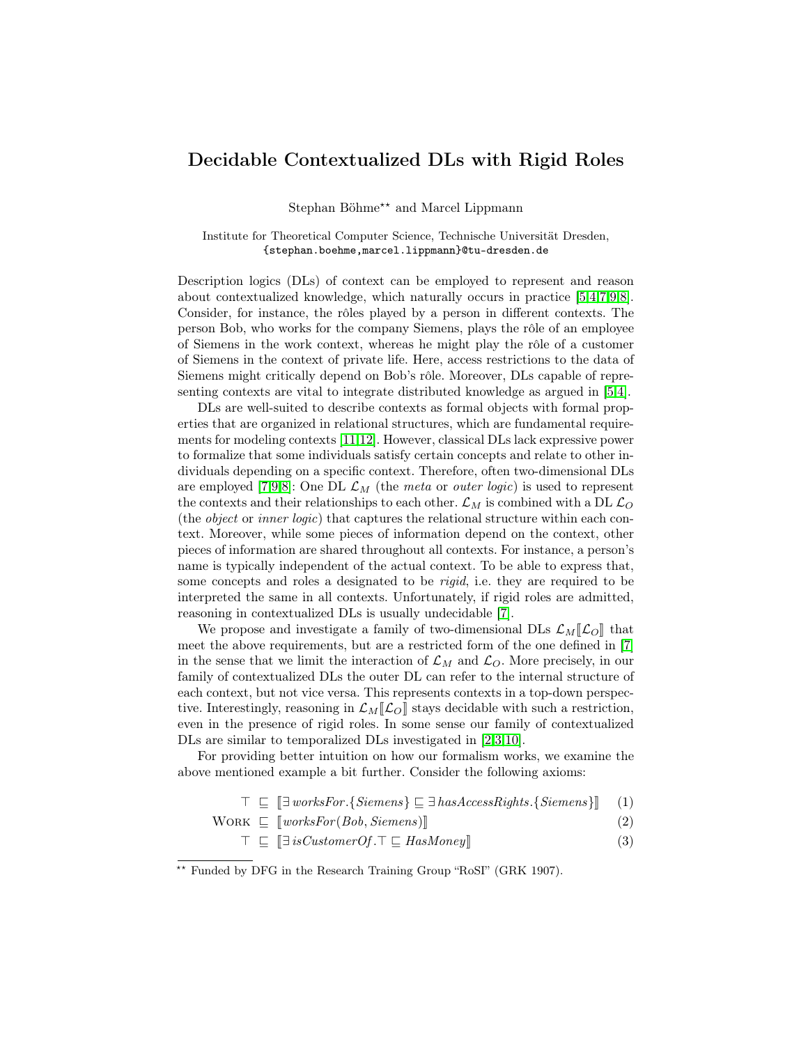# Decidable Contextualized DLs with Rigid Roles

Stephan Böhme[\*\*] and Marcel Lippmann

Institute for Theoretical Computer Science, Technische Universität Dresden,
{stephan.boehme,marcel.lippmann}@tu-dresden.de

Description logics (DLs) of context can be employed to represent and reason about contextualized knowledge, which naturally occurs in practice [5,4,7,9,8]. Consider, for instance, the rôles played by a person in different contexts. The person Bob, who works for the company Siemens, plays the rôle of an employee of Siemens in the work context, whereas he might play the rôle of a customer of Siemens in the context of private life. Here, access restrictions to the data of Siemens might critically depend on Bob's rôle. Moreover, DLs capable of representing contexts are vital to integrate distributed knowledge as argued in [5,4].

DLs are well-suited to describe contexts as formal objects with formal properties that are organized in relational structures, which are fundamental requirements for modeling contexts [11,12]. However, classical DLs lack expressive power to formalize that some individuals satisfy certain concepts and relate to other individuals depending on a specific context. Therefore, often two-dimensional DLs are employed [7,9,8]: One DL $\mathcal{L}_M$ (the *meta* or *outer logic*) is used to represent the contexts and their relationships to each other. $\mathcal{L}_M$ is combined with a DL $\mathcal{L}_O$ (the *object* or *inner logic*) that captures the relational structure within each context. Moreover, while some pieces of information depend on the context, other pieces of information are shared throughout all contexts. For instance, a person's name is typically independent of the actual context. To be able to express that, some concepts and roles a designated to be *rigid*, i.e. they are required to be interpreted the same in all contexts. Unfortunately, if rigid roles are admitted, reasoning in contextualized DLs is usually undecidable [7].

We propose and investigate a family of two-dimensional DLs $\mathcal{L}_M[\![\mathcal{L}_O]\!]$ that meet the above requirements, but are a restricted form of the one defined in [7] in the sense that we limit the interaction of $\mathcal{L}_M$ and $\mathcal{L}_O$. More precisely, in our family of contextualized DLs the outer DL can refer to the internal structure of each context, but not vice versa. This represents contexts in a top-down perspective. Interestingly, reasoning in $\mathcal{L}_M[\![\mathcal{L}_O]\!]$ stays decidable with such a restriction, even in the presence of rigid roles. In some sense our family of contextualized DLs are similar to temporalized DLs investigated in [2,3,10].

For providing better intuition on how our formalism works, we examine the above mentioned example a bit further. Consider the following axioms:

$$\top \sqsubseteq [\![\exists\, \mathit{worksFor}.\{\mathit{Siemens}\} \sqsubseteq \exists\, \mathit{hasAccessRights}.\{\mathit{Siemens}\}]\!] \quad (1)$$

$$\textsc{Work} \sqsubseteq [\![\mathit{worksFor}(\mathit{Bob}, \mathit{Siemens})]\!] \quad (2)$$

$$\top \sqsubseteq [\![\exists\, \mathit{isCustomerOf}.\top \sqsubseteq \mathit{HasMoney}]\!] \quad (3)$$

[\*\*] Funded by DFG in the Research Training Group "RoSI" (GRK 1907).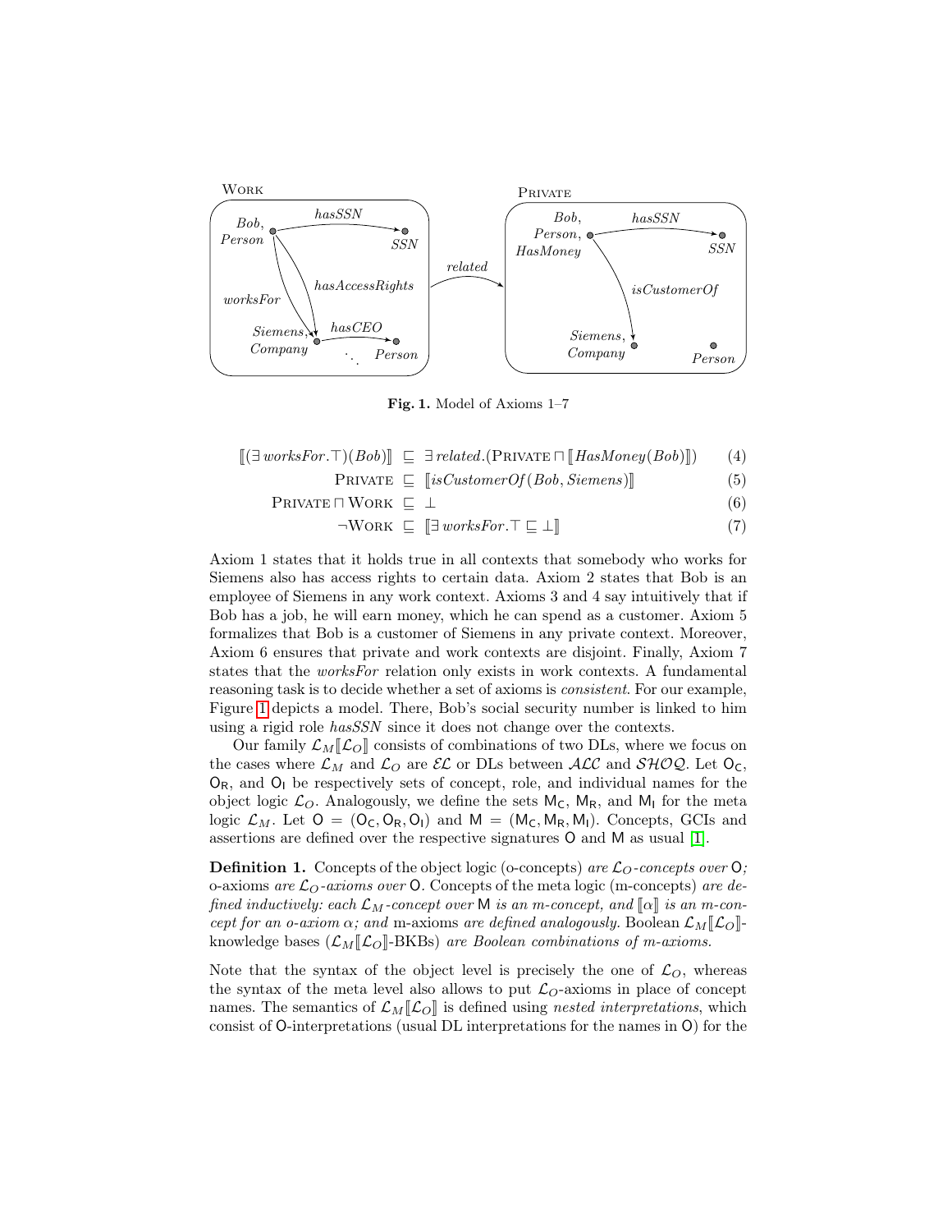Fig. 1. Model of Axioms 1–7

$$\llbracket (\exists\, worksFor.\top)(Bob) \rrbracket \;\sqsubseteq\; \exists\, related.(\textsc{Private} \sqcap \llbracket HasMoney(Bob) \rrbracket) \tag{4}$$

$$\textsc{Private} \;\sqsubseteq\; \llbracket isCustomerOf(Bob, Siemens) \rrbracket \tag{5}$$

$$\textsc{Private} \sqcap \textsc{Work} \;\sqsubseteq\; \bot \tag{6}$$

$$\neg\textsc{Work} \;\sqsubseteq\; \llbracket \exists\, worksFor.\top \sqsubseteq \bot \rrbracket \tag{7}$$

Axiom 1 states that it holds true in all contexts that somebody who works for Siemens also has access rights to certain data. Axiom 2 states that Bob is an employee of Siemens in any work context. Axioms 3 and 4 say intuitively that if Bob has a job, he will earn money, which he can spend as a customer. Axiom 5 formalizes that Bob is a customer of Siemens in any private context. Moreover, Axiom 6 ensures that private and work contexts are disjoint. Finally, Axiom 7 states that the *worksFor* relation only exists in work contexts. A fundamental reasoning task is to decide whether a set of axioms is *consistent*. For our example, Figure 1 depicts a model. There, Bob's social security number is linked to him using a rigid role *hasSSN* since it does not change over the contexts.

Our family $\mathcal{L}_M\llbracket\mathcal{L}_O\rrbracket$ consists of combinations of two DLs, where we focus on the cases where $\mathcal{L}_M$ and $\mathcal{L}_O$ are $\mathcal{EL}$ or DLs between $\mathcal{ALC}$ and $\mathcal{SHOQ}$. Let $\mathsf{O_C}$, $\mathsf{O_R}$, and $\mathsf{O_I}$ be respectively sets of concept, role, and individual names for the object logic $\mathcal{L}_O$. Analogously, we define the sets $\mathsf{M_C}$, $\mathsf{M_R}$, and $\mathsf{M_I}$ for the meta logic $\mathcal{L}_M$. Let $\mathsf{O} = (\mathsf{O_C}, \mathsf{O_R}, \mathsf{O_I})$ and $\mathsf{M} = (\mathsf{M_C}, \mathsf{M_R}, \mathsf{M_I})$. Concepts, GCIs and assertions are defined over the respective signatures $\mathsf{O}$ and $\mathsf{M}$ as usual [1].

**Definition 1.** Concepts of the object logic (o-concepts) *are* $\mathcal{L}_O$*-concepts over* $\mathsf{O}$*;* o-axioms *are* $\mathcal{L}_O$*-axioms over* $\mathsf{O}$*.* Concepts of the meta logic (m-concepts) *are defined inductively: each* $\mathcal{L}_M$*-concept over* $\mathsf{M}$ *is an m-concept, and* $\llbracket\alpha\rrbracket$ *is an m-concept for an o-axiom* $\alpha$*; and* m-axioms *are defined analogously.* Boolean $\mathcal{L}_M\llbracket\mathcal{L}_O\rrbracket$-knowledge bases ($\mathcal{L}_M\llbracket\mathcal{L}_O\rrbracket$-BKBs) *are Boolean combinations of m-axioms.*

Note that the syntax of the object level is precisely the one of $\mathcal{L}_O$, whereas the syntax of the meta level also allows to put $\mathcal{L}_O$-axioms in place of concept names. The semantics of $\mathcal{L}_M\llbracket\mathcal{L}_O\rrbracket$ is defined using *nested interpretations*, which consist of $\mathsf{O}$-interpretations (usual DL interpretations for the names in $\mathsf{O}$) for the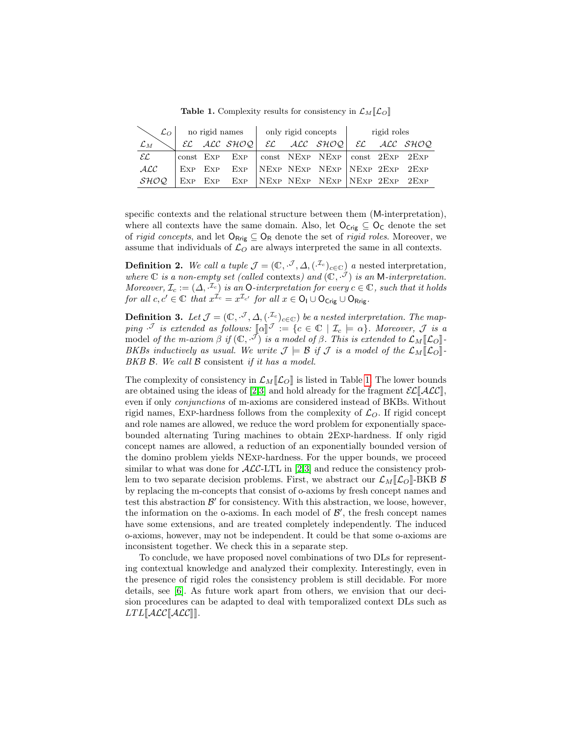**Table 1.** Complexity results for consistency in $\mathcal{L}_M[\![\mathcal{L}_O]\!]$

| $\mathcal{L}_M$ \ $\mathcal{L}_O$ | no rigid names | | | only rigid concepts | | | rigid roles | | |
|---|---|---|---|---|---|---|---|---|---|
| | $\mathcal{EL}$ | $\mathcal{ALC}$ | $\mathcal{SHOQ}$ | $\mathcal{EL}$ | $\mathcal{ALC}$ | $\mathcal{SHOQ}$ | $\mathcal{EL}$ | $\mathcal{ALC}$ | $\mathcal{SHOQ}$ |
| $\mathcal{EL}$ | const | Exp | Exp | const | NExp | NExp | const | 2Exp | 2Exp |
| $\mathcal{ALC}$ | Exp | Exp | Exp | NExp | NExp | NExp | NExp | 2Exp | 2Exp |
| $\mathcal{SHOQ}$ | Exp | Exp | Exp | NExp | NExp | NExp | NExp | 2Exp | 2Exp |

specific contexts and the relational structure between them (M-interpretation), where all contexts have the same domain. Also, let $\mathsf{O}_{\mathsf{Crig}} \subseteq \mathsf{O}_{\mathsf{C}}$ denote the set of *rigid concepts*, and let $\mathsf{O}_{\mathsf{Rrig}} \subseteq \mathsf{O}_{\mathsf{R}}$ denote the set of *rigid roles*. Moreover, we assume that individuals of $\mathcal{L}_O$ are always interpreted the same in all contexts.

**Definition 2.** *We call a tuple $\mathcal{J} = (\mathbb{C}, \cdot^{\mathcal{J}}, \Delta, (\cdot^{\mathcal{I}_c})_{c \in \mathbb{C}})$ a* nested interpretation*, where $\mathbb{C}$ is a non-empty set (called* contexts*) and $(\mathbb{C}, \cdot^{\mathcal{J}})$ is an* M*-interpretation. Moreover, $\mathcal{I}_c := (\Delta, \cdot^{\mathcal{I}_c})$ is an* O*-interpretation for every $c \in \mathbb{C}$, such that it holds for all $c, c' \in \mathbb{C}$ that $x^{\mathcal{I}_c} = x^{\mathcal{I}_{c'}}$ for all $x \in \mathsf{O}_{\mathsf{I}} \cup \mathsf{O}_{\mathsf{Crig}} \cup \mathsf{O}_{\mathsf{Rrig}}$.*

**Definition 3.** *Let $\mathcal{J} = (\mathbb{C}, \cdot^{\mathcal{J}}, \Delta, (\cdot^{\mathcal{I}_c})_{c \in \mathbb{C}})$ be a nested interpretation. The mapping $\cdot^{\mathcal{J}}$ is extended as follows: $[\![\alpha]\!]^{\mathcal{J}} := \{c \in \mathbb{C} \mid \mathcal{I}_c \models \alpha\}$. Moreover, $\mathcal{J}$ is a* model *of the m-axiom $\beta$ if $(\mathbb{C}, \cdot^{\mathcal{J}})$ is a model of $\beta$. This is extended to $\mathcal{L}_M[\![\mathcal{L}_O]\!]$-BKBs inductively as usual. We write $\mathcal{J} \models \mathcal{B}$ if $\mathcal{J}$ is a model of the $\mathcal{L}_M[\![\mathcal{L}_O]\!]$-BKB $\mathcal{B}$. We call $\mathcal{B}$* consistent *if it has a model.*

The complexity of consistency in $\mathcal{L}_M[\![\mathcal{L}_O]\!]$ is listed in Table 1. The lower bounds are obtained using the ideas of [2,3] and hold already for the fragment $\mathcal{EL}[\![\mathcal{ALC}]\!]$, even if only *conjunctions* of m-axioms are considered instead of BKBs. Without rigid names, Exp-hardness follows from the complexity of $\mathcal{L}_O$. If rigid concept and role names are allowed, we reduce the word problem for exponentially space-bounded alternating Turing machines to obtain 2Exp-hardness. If only rigid concept names are allowed, a reduction of an exponentially bounded version of the domino problem yields NExp-hardness. For the upper bounds, we proceed similar to what was done for $\mathcal{ALC}$-LTL in [2,3] and reduce the consistency problem to two separate decision problems. First, we abstract our $\mathcal{L}_M[\![\mathcal{L}_O]\!]$-BKB $\mathcal{B}$ by replacing the m-concepts that consist of o-axioms by fresh concept names and test this abstraction $\mathcal{B}'$ for consistency. With this abstraction, we loose, however, the information on the o-axioms. In each model of $\mathcal{B}'$, the fresh concept names have some extensions, and are treated completely independently. The induced o-axioms, however, may not be independent. It could be that some o-axioms are inconsistent together. We check this in a separate step.

To conclude, we have proposed novel combinations of two DLs for representing contextual knowledge and analyzed their complexity. Interestingly, even in the presence of rigid roles the consistency problem is still decidable. For more details, see [6]. As future work apart from others, we envision that our decision procedures can be adapted to deal with temporalized context DLs such as $LTL[\![\mathcal{ALC}[\![\mathcal{ALC}]\!]]\!]$.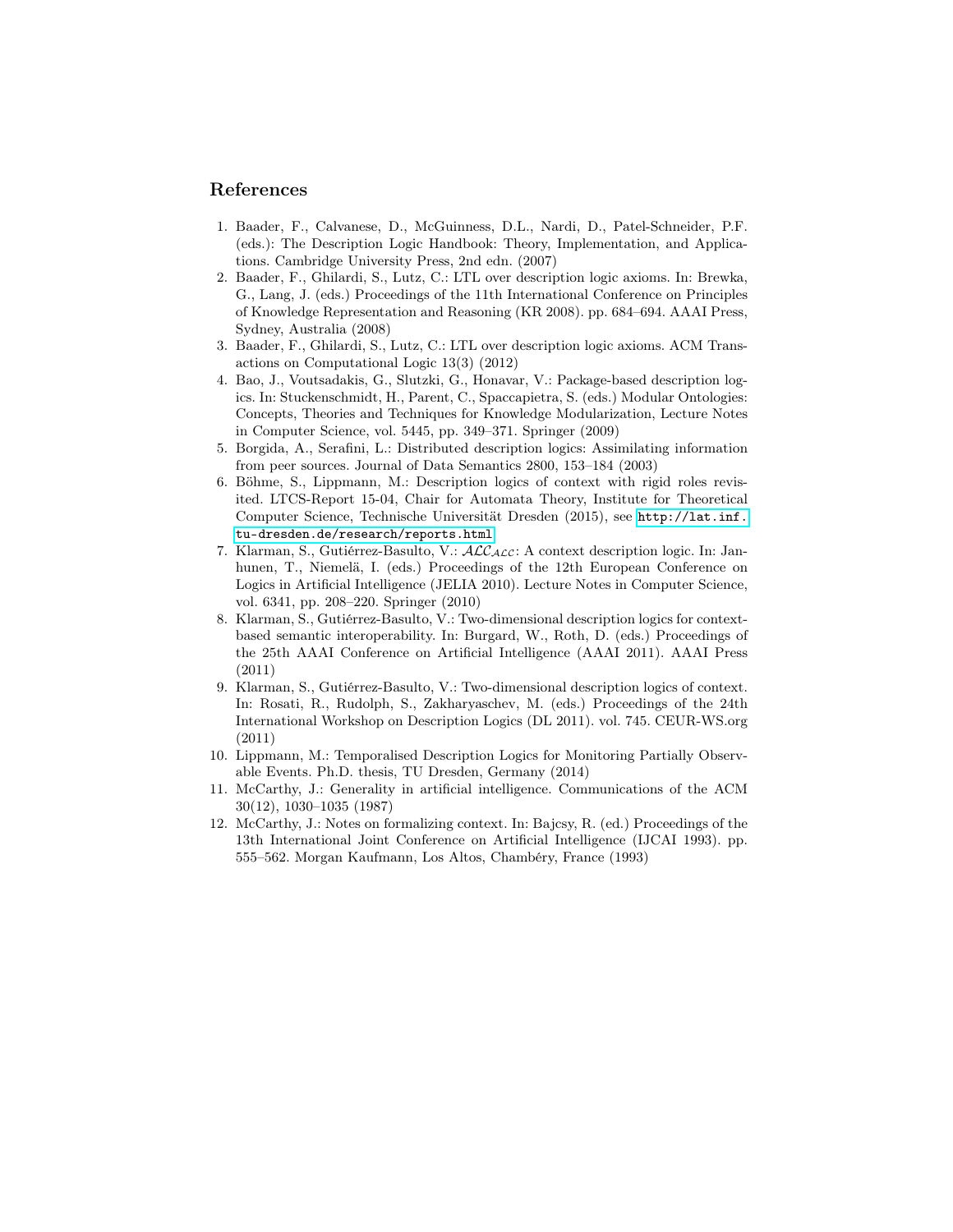## References

1. Baader, F., Calvanese, D., McGuinness, D.L., Nardi, D., Patel-Schneider, P.F. (eds.): The Description Logic Handbook: Theory, Implementation, and Applications. Cambridge University Press, 2nd edn. (2007)
2. Baader, F., Ghilardi, S., Lutz, C.: LTL over description logic axioms. In: Brewka, G., Lang, J. (eds.) Proceedings of the 11th International Conference on Principles of Knowledge Representation and Reasoning (KR 2008). pp. 684–694. AAAI Press, Sydney, Australia (2008)
3. Baader, F., Ghilardi, S., Lutz, C.: LTL over description logic axioms. ACM Transactions on Computational Logic 13(3) (2012)
4. Bao, J., Voutsadakis, G., Slutzki, G., Honavar, V.: Package-based description logics. In: Stuckenschmidt, H., Parent, C., Spaccapietra, S. (eds.) Modular Ontologies: Concepts, Theories and Techniques for Knowledge Modularization, Lecture Notes in Computer Science, vol. 5445, pp. 349–371. Springer (2009)
5. Borgida, A., Serafini, L.: Distributed description logics: Assimilating information from peer sources. Journal of Data Semantics 2800, 153–184 (2003)
6. Böhme, S., Lippmann, M.: Description logics of context with rigid roles revisited. LTCS-Report 15-04, Chair for Automata Theory, Institute for Theoretical Computer Science, Technische Universität Dresden (2015), see http://lat.inf.tu-dresden.de/research/reports.html
7. Klarman, S., Gutiérrez-Basulto, V.: $\mathcal{ALC}_{\mathcal{ALC}}$: A context description logic. In: Janhunen, T., Niemelä, I. (eds.) Proceedings of the 12th European Conference on Logics in Artificial Intelligence (JELIA 2010). Lecture Notes in Computer Science, vol. 6341, pp. 208–220. Springer (2010)
8. Klarman, S., Gutiérrez-Basulto, V.: Two-dimensional description logics for context-based semantic interoperability. In: Burgard, W., Roth, D. (eds.) Proceedings of the 25th AAAI Conference on Artificial Intelligence (AAAI 2011). AAAI Press (2011)
9. Klarman, S., Gutiérrez-Basulto, V.: Two-dimensional description logics of context. In: Rosati, R., Rudolph, S., Zakharyaschev, M. (eds.) Proceedings of the 24th International Workshop on Description Logics (DL 2011). vol. 745. CEUR-WS.org (2011)
10. Lippmann, M.: Temporalised Description Logics for Monitoring Partially Observable Events. Ph.D. thesis, TU Dresden, Germany (2014)
11. McCarthy, J.: Generality in artificial intelligence. Communications of the ACM 30(12), 1030–1035 (1987)
12. McCarthy, J.: Notes on formalizing context. In: Bajcsy, R. (ed.) Proceedings of the 13th International Joint Conference on Artificial Intelligence (IJCAI 1993). pp. 555–562. Morgan Kaufmann, Los Altos, Chambéry, France (1993)